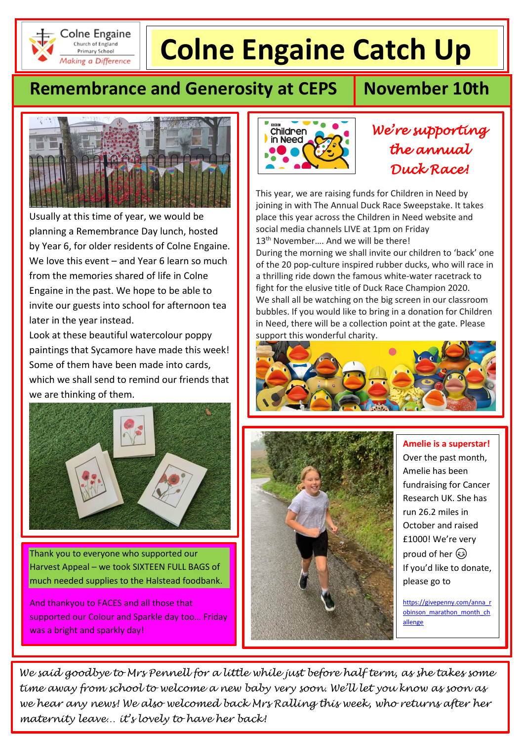Colne Engaine
Church of England
Primary School
*Making a Difference*

# Colne Engaine Catch Up

## Remembrance and Generosity at CEPS

## November 10th

Usually at this time of year, we would be planning a Remembrance Day lunch, hosted by Year 6, for older residents of Colne Engaine. We love this event – and Year 6 learn so much from the memories shared of life in Colne Engaine in the past. We hope to be able to invite our guests into school for afternoon tea later in the year instead.

Look at these beautiful watercolour poppy paintings that Sycamore have made this week! Some of them have been made into cards, which we shall send to remind our friends that we are thinking of them.

Thank you to everyone who supported our Harvest Appeal – we took SIXTEEN FULL BAGS of much needed supplies to the Halstead foodbank.

And thankyou to FACES and all those that supported our Colour and Sparkle day too… Friday was a bright and sparkly day!

### *We're supporting the annual Duck Race!*

This year, we are raising funds for Children in Need by joining in with The Annual Duck Race Sweepstake. It takes place this year across the Children in Need website and social media channels LIVE at 1pm on Friday 13th November…. And we will be there!

During the morning we shall invite our children to 'back' one of the 20 pop-culture inspired rubber ducks, who will race in a thrilling ride down the famous white-water racetrack to fight for the elusive title of Duck Race Champion 2020.

We shall all be watching on the big screen in our classroom bubbles. If you would like to bring in a donation for Children in Need, there will be a collection point at the gate. Please support this wonderful charity.

**Amelie is a superstar!**

Over the past month, Amelie has been fundraising for Cancer Research UK. She has run 26.2 miles in October and raised £1000! We're very proud of her 😉

If you'd like to donate, please go to

https://givepenny.com/anna_robinson_marathon_month_challenge

*We said goodbye to Mrs Pennell for a little while just before half term, as she takes some time away from school to welcome a new baby very soon. We'll let you know as soon as we hear any news! We also welcomed back Mrs Ralling this week, who returns after her maternity leave… it's lovely to have her back!*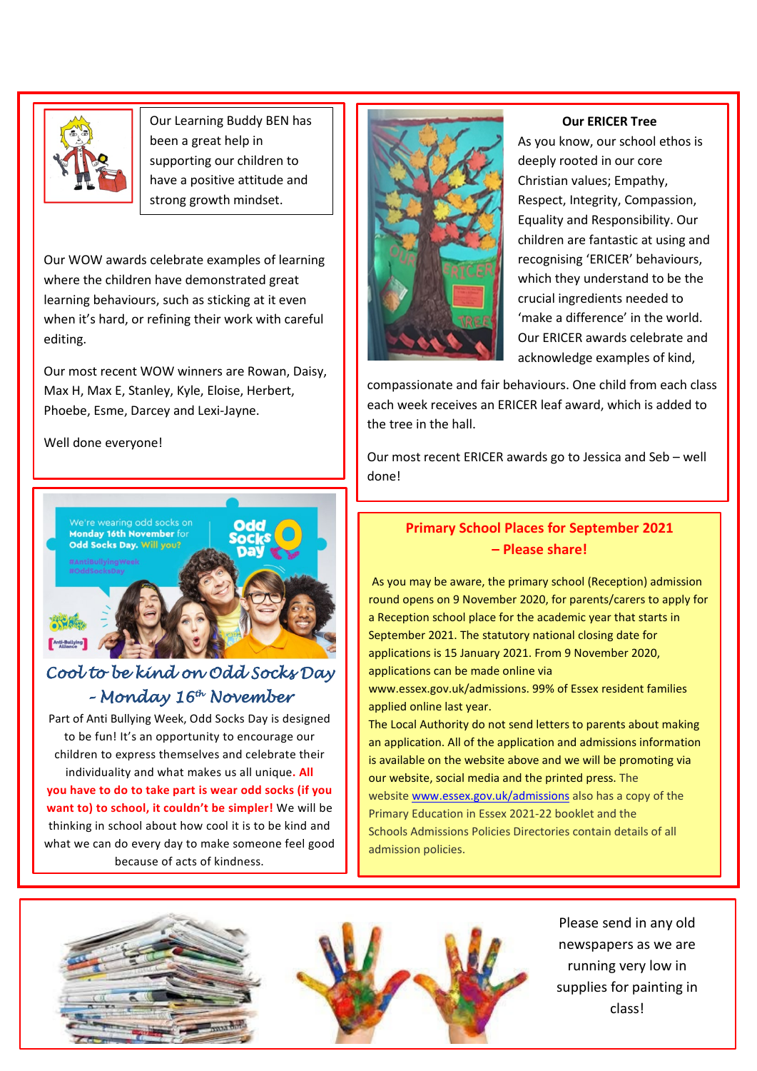Our Learning Buddy BEN has been a great help in supporting our children to have a positive attitude and strong growth mindset.

Our WOW awards celebrate examples of learning where the children have demonstrated great learning behaviours, such as sticking at it even when it's hard, or refining their work with careful editing.

Our most recent WOW winners are Rowan, Daisy, Max H, Max E, Stanley, Kyle, Eloise, Herbert, Phoebe, Esme, Darcey and Lexi-Jayne.

Well done everyone!

## Our ERICER Tree

As you know, our school ethos is deeply rooted in our core Christian values; Empathy, Respect, Integrity, Compassion, Equality and Responsibility. Our children are fantastic at using and recognising 'ERICER' behaviours, which they understand to be the crucial ingredients needed to 'make a difference' in the world. Our ERICER awards celebrate and acknowledge examples of kind, compassionate and fair behaviours. One child from each class each week receives an ERICER leaf award, which is added to the tree in the hall.

Our most recent ERICER awards go to Jessica and Seb – well done!

## *Cool to be kind on Odd Socks Day – Monday 16th November*

Part of Anti Bullying Week, Odd Socks Day is designed to be fun! It's an opportunity to encourage our children to express themselves and celebrate their individuality and what makes us all unique. **All you have to do to take part is wear odd socks (if you want to) to school, it couldn't be simpler!** We will be thinking in school about how cool it is to be kind and what we can do every day to make someone feel good because of acts of kindness.

## Primary School Places for September 2021 – Please share!

As you may be aware, the primary school (Reception) admission round opens on 9 November 2020, for parents/carers to apply for a Reception school place for the academic year that starts in September 2021. The statutory national closing date for applications is 15 January 2021. From 9 November 2020, applications can be made online via www.essex.gov.uk/admissions. 99% of Essex resident families applied online last year.

The Local Authority do not send letters to parents about making an application. All of the application and admissions information is available on the website above and we will be promoting via our website, social media and the printed press. The website www.essex.gov.uk/admissions also has a copy of the Primary Education in Essex 2021-22 booklet and the Schools Admissions Policies Directories contain details of all admission policies.

Please send in any old newspapers as we are running very low in supplies for painting in class!